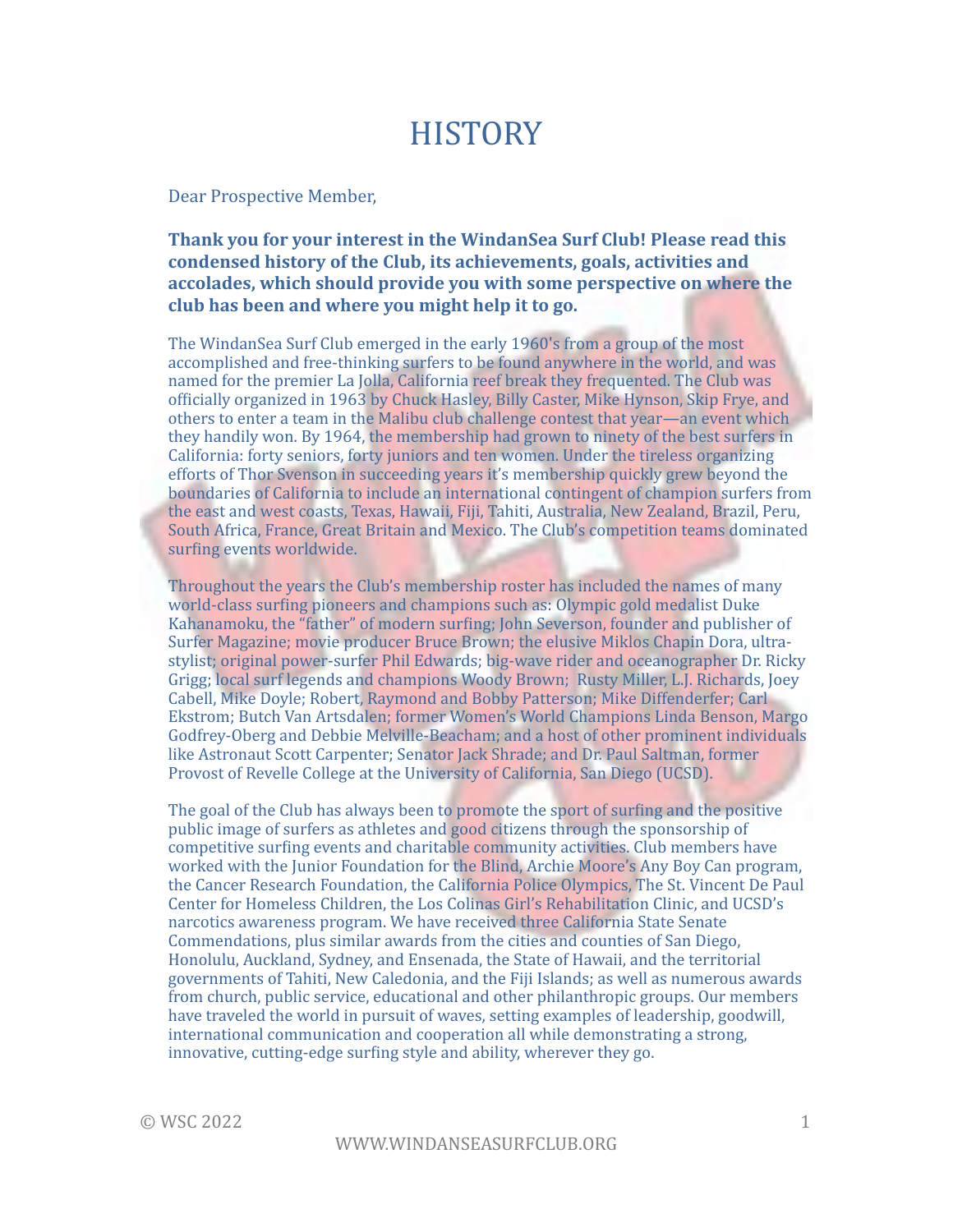# HISTORY

Dear Prospective Member,

**Thank you for your interest in the WindanSea Surf Club! Please read this condensed history of the Club, its achievements, goals, activities and accolades, which should provide you with some perspective on where the club has been and where you might help it to go.**

The WindanSea Surf Club emerged in the early 1960's from a group of the most accomplished and free-thinking surfers to be found anywhere in the world, and was named for the premier La Jolla, California reef break they frequented. The Club was officially organized in 1963 by Chuck Hasley, Billy Caster, Mike Hynson, Skip Frye, and others to enter a team in the Malibu club challenge contest that year—an event which they handily won. By 1964, the membership had grown to ninety of the best surfers in California: forty seniors, forty juniors and ten women. Under the tireless organizing efforts of Thor Svenson in succeeding years it's membership quickly grew beyond the boundaries of California to include an international contingent of champion surfers from the east and west coasts, Texas, Hawaii, Fiji, Tahiti, Australia, New Zealand, Brazil, Peru, South Africa, France, Great Britain and Mexico. The Club's competition teams dominated surfing events worldwide.

Throughout the years the Club's membership roster has included the names of many world-class surfing pioneers and champions such as: Olympic gold medalist Duke Kahanamoku, the "father" of modern surfing; John Severson, founder and publisher of Surfer Magazine; movie producer Bruce Brown; the elusive Miklos Chapin Dora, ultra-stylist; original power-surfer Phil Edwards; big-wave rider and oceanographer Dr. Ricky Grigg; local surf legends and champions Woody Brown; Rusty Miller, L.J. Richards, Joey Cabell, Mike Doyle; Robert, Raymond and Bobby Patterson; Mike Diffenderfer; Carl Ekstrom; Butch Van Artsdalen; former Women's World Champions Linda Benson, Margo Godfrey-Oberg and Debbie Melville-Beacham; and a host of other prominent individuals like Astronaut Scott Carpenter; Senator Jack Shrade; and Dr. Paul Saltman, former Provost of Revelle College at the University of California, San Diego (UCSD).

The goal of the Club has always been to promote the sport of surfing and the positive public image of surfers as athletes and good citizens through the sponsorship of competitive surfing events and charitable community activities. Club members have worked with the Junior Foundation for the Blind, Archie Moore's Any Boy Can program, the Cancer Research Foundation, the California Police Olympics, The St. Vincent De Paul Center for Homeless Children, the Los Colinas Girl's Rehabilitation Clinic, and UCSD's narcotics awareness program. We have received three California State Senate Commendations, plus similar awards from the cities and counties of San Diego, Honolulu, Auckland, Sydney, and Ensenada, the State of Hawaii, and the territorial governments of Tahiti, New Caledonia, and the Fiji Islands; as well as numerous awards from church, public service, educational and other philanthropic groups. Our members have traveled the world in pursuit of waves, setting examples of leadership, goodwill, international communication and cooperation all while demonstrating a strong, innovative, cutting-edge surfing style and ability, wherever they go.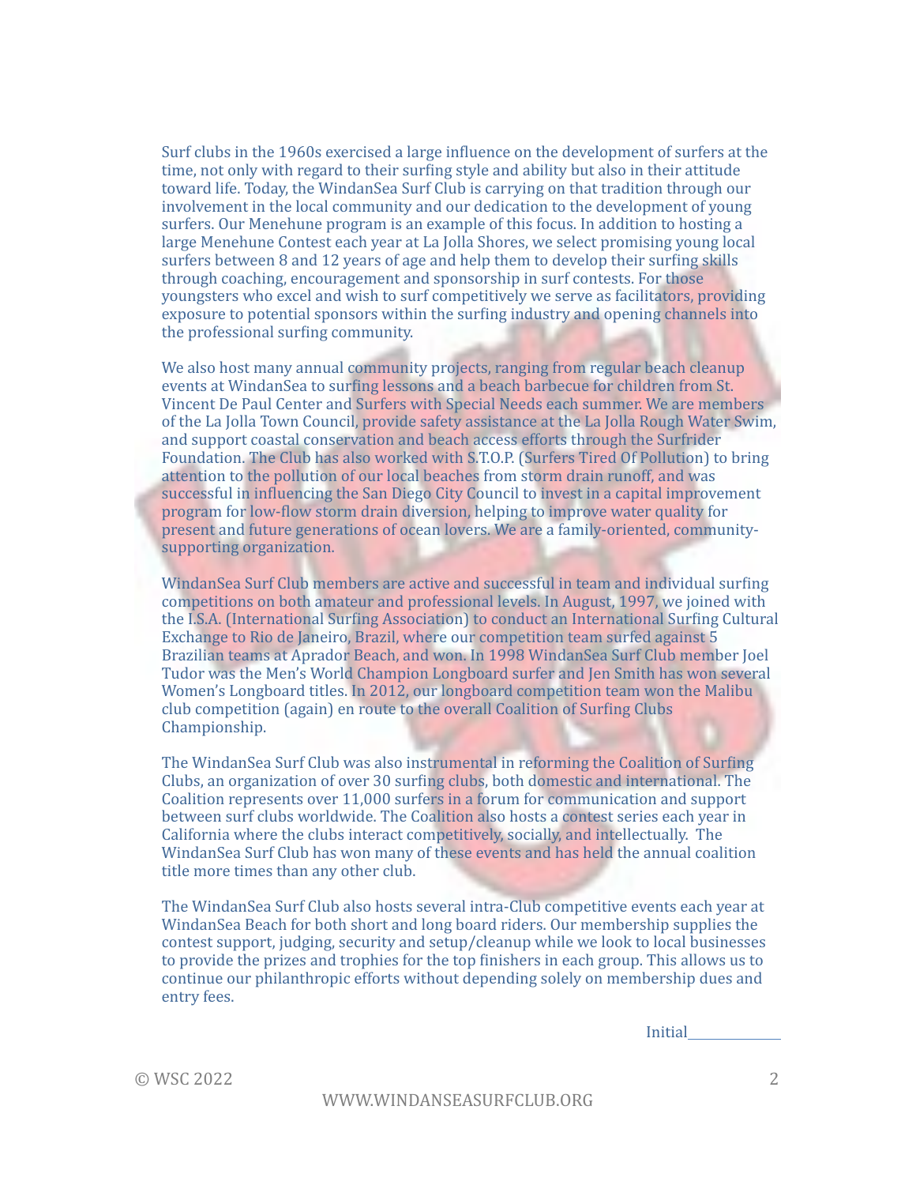Surf clubs in the 1960s exercised a large influence on the development of surfers at the time, not only with regard to their surfing style and ability but also in their attitude toward life. Today, the WindanSea Surf Club is carrying on that tradition through our involvement in the local community and our dedication to the development of young surfers. Our Menehune program is an example of this focus. In addition to hosting a large Menehune Contest each year at La Jolla Shores, we select promising young local surfers between 8 and 12 years of age and help them to develop their surfing skills through coaching, encouragement and sponsorship in surf contests. For those youngsters who excel and wish to surf competitively we serve as facilitators, providing exposure to potential sponsors within the surfing industry and opening channels into the professional surfing community.

We also host many annual community projects, ranging from regular beach cleanup events at WindanSea to surfing lessons and a beach barbecue for children from St. Vincent De Paul Center and Surfers with Special Needs each summer. We are members of the La Jolla Town Council, provide safety assistance at the La Jolla Rough Water Swim, and support coastal conservation and beach access efforts through the Surfrider Foundation. The Club has also worked with S.T.O.P. (Surfers Tired Of Pollution) to bring attention to the pollution of our local beaches from storm drain runoff, and was successful in influencing the San Diego City Council to invest in a capital improvement program for low-flow storm drain diversion, helping to improve water quality for present and future generations of ocean lovers. We are a family-oriented, community-supporting organization.

WindanSea Surf Club members are active and successful in team and individual surfing competitions on both amateur and professional levels. In August, 1997, we joined with the I.S.A. (International Surfing Association) to conduct an International Surfing Cultural Exchange to Rio de Janeiro, Brazil, where our competition team surfed against 5 Brazilian teams at Aprador Beach, and won. In 1998 WindanSea Surf Club member Joel Tudor was the Men's World Champion Longboard surfer and Jen Smith has won several Women's Longboard titles. In 2012, our longboard competition team won the Malibu club competition (again) en route to the overall Coalition of Surfing Clubs Championship.

The WindanSea Surf Club was also instrumental in reforming the Coalition of Surfing Clubs, an organization of over 30 surfing clubs, both domestic and international. The Coalition represents over 11,000 surfers in a forum for communication and support between surf clubs worldwide. The Coalition also hosts a contest series each year in California where the clubs interact competitively, socially, and intellectually. The WindanSea Surf Club has won many of these events and has held the annual coalition title more times than any other club.

The WindanSea Surf Club also hosts several intra-Club competitive events each year at WindanSea Beach for both short and long board riders. Our membership supplies the contest support, judging, security and setup/cleanup while we look to local businesses to provide the prizes and trophies for the top finishers in each group. This allows us to continue our philanthropic efforts without depending solely on membership dues and entry fees.

Initial_____________

© WSC 2022

WWW.WINDANSEASURFCLUB.ORG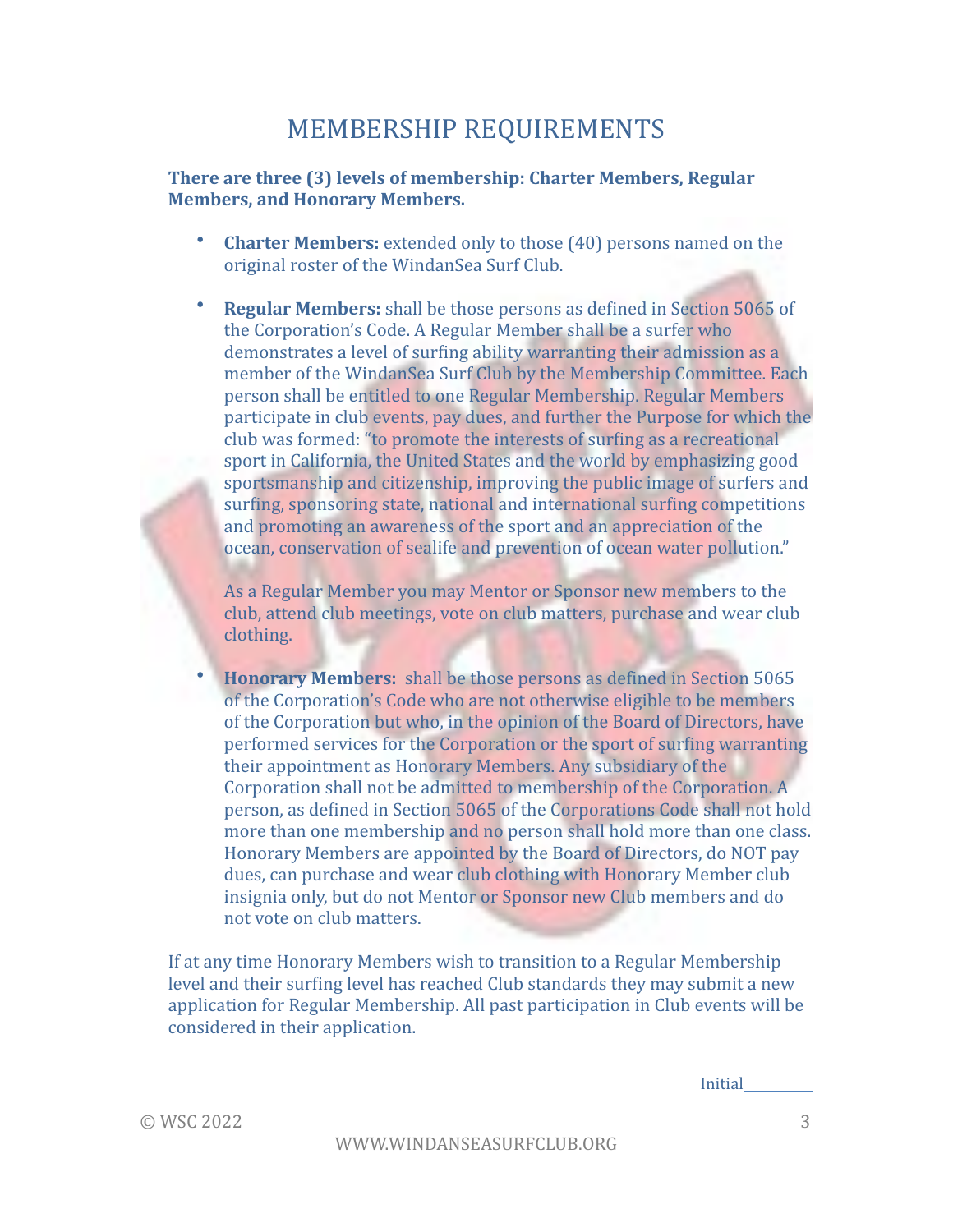# MEMBERSHIP REQUIREMENTS

**There are three (3) levels of membership: Charter Members, Regular Members, and Honorary Members.**

- **Charter Members:** extended only to those (40) persons named on the original roster of the WindanSea Surf Club.

- **Regular Members:** shall be those persons as defined in Section 5065 of the Corporation's Code. A Regular Member shall be a surfer who demonstrates a level of surfing ability warranting their admission as a member of the WindanSea Surf Club by the Membership Committee. Each person shall be entitled to one Regular Membership. Regular Members participate in club events, pay dues, and further the Purpose for which the club was formed: "to promote the interests of surfing as a recreational sport in California, the United States and the world by emphasizing good sportsmanship and citizenship, improving the public image of surfers and surfing, sponsoring state, national and international surfing competitions and promoting an awareness of the sport and an appreciation of the ocean, conservation of sealife and prevention of ocean water pollution."

  As a Regular Member you may Mentor or Sponsor new members to the club, attend club meetings, vote on club matters, purchase and wear club clothing.

- **Honorary Members:** shall be those persons as defined in Section 5065 of the Corporation's Code who are not otherwise eligible to be members of the Corporation but who, in the opinion of the Board of Directors, have performed services for the Corporation or the sport of surfing warranting their appointment as Honorary Members. Any subsidiary of the Corporation shall not be admitted to membership of the Corporation. A person, as defined in Section 5065 of the Corporations Code shall not hold more than one membership and no person shall hold more than one class. Honorary Members are appointed by the Board of Directors, do NOT pay dues, can purchase and wear club clothing with Honorary Member club insignia only, but do not Mentor or Sponsor new Club members and do not vote on club matters.

If at any time Honorary Members wish to transition to a Regular Membership level and their surfing level has reached Club standards they may submit a new application for Regular Membership. All past participation in Club events will be considered in their application.

Initial_________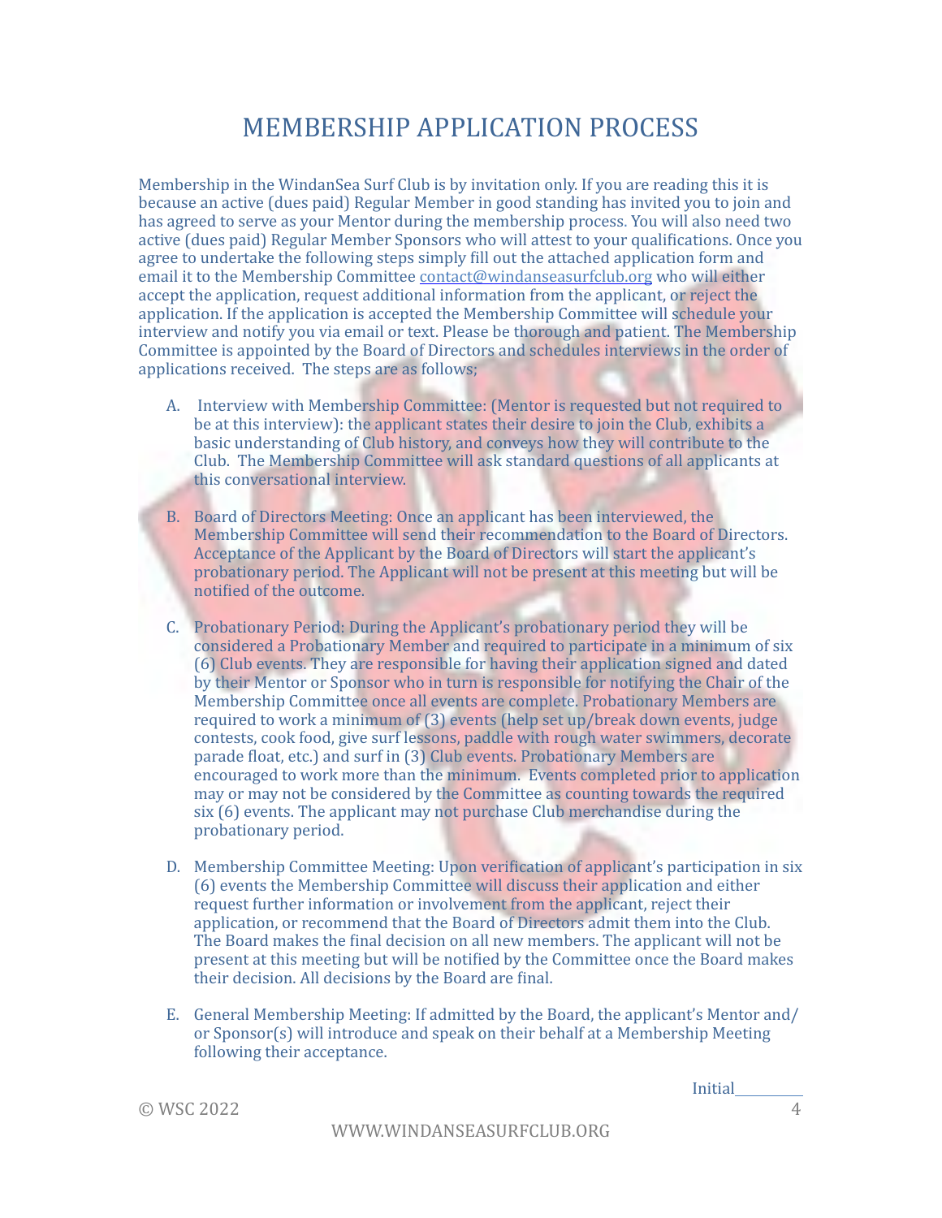# MEMBERSHIP APPLICATION PROCESS

Membership in the WindanSea Surf Club is by invitation only. If you are reading this it is because an active (dues paid) Regular Member in good standing has invited you to join and has agreed to serve as your Mentor during the membership process. You will also need two active (dues paid) Regular Member Sponsors who will attest to your qualifications. Once you agree to undertake the following steps simply fill out the attached application form and email it to the Membership Committee contact@windanseasurfclub.org who will either accept the application, request additional information from the applicant, or reject the application. If the application is accepted the Membership Committee will schedule your interview and notify you via email or text. Please be thorough and patient. The Membership Committee is appointed by the Board of Directors and schedules interviews in the order of applications received. The steps are as follows;

A. Interview with Membership Committee: (Mentor is requested but not required to be at this interview): the applicant states their desire to join the Club, exhibits a basic understanding of Club history, and conveys how they will contribute to the Club. The Membership Committee will ask standard questions of all applicants at this conversational interview.

B. Board of Directors Meeting: Once an applicant has been interviewed, the Membership Committee will send their recommendation to the Board of Directors. Acceptance of the Applicant by the Board of Directors will start the applicant's probationary period. The Applicant will not be present at this meeting but will be notified of the outcome.

C. Probationary Period: During the Applicant's probationary period they will be considered a Probationary Member and required to participate in a minimum of six (6) Club events. They are responsible for having their application signed and dated by their Mentor or Sponsor who in turn is responsible for notifying the Chair of the Membership Committee once all events are complete. Probationary Members are required to work a minimum of (3) events (help set up/break down events, judge contests, cook food, give surf lessons, paddle with rough water swimmers, decorate parade float, etc.) and surf in (3) Club events. Probationary Members are encouraged to work more than the minimum. Events completed prior to application may or may not be considered by the Committee as counting towards the required six (6) events. The applicant may not purchase Club merchandise during the probationary period.

D. Membership Committee Meeting: Upon verification of applicant's participation in six (6) events the Membership Committee will discuss their application and either request further information or involvement from the applicant, reject their application, or recommend that the Board of Directors admit them into the Club. The Board makes the final decision on all new members. The applicant will not be present at this meeting but will be notified by the Committee once the Board makes their decision. All decisions by the Board are final.

E. General Membership Meeting: If admitted by the Board, the applicant's Mentor and/or Sponsor(s) will introduce and speak on their behalf at a Membership Meeting following their acceptance.

Initial__________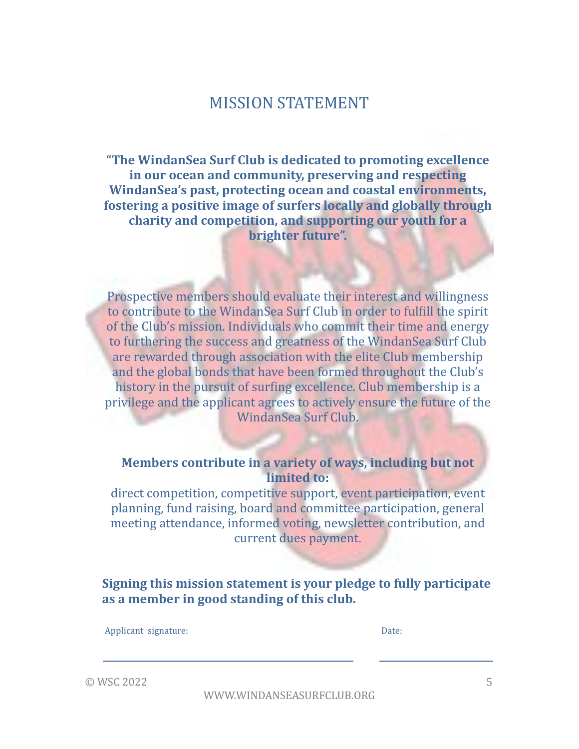# MISSION STATEMENT

**"The WindanSea Surf Club is dedicated to promoting excellence in our ocean and community, preserving and respecting WindanSea's past, protecting ocean and coastal environments, fostering a positive image of surfers locally and globally through charity and competition, and supporting our youth for a brighter future".**

Prospective members should evaluate their interest and willingness to contribute to the WindanSea Surf Club in order to fulfill the spirit of the Club's mission. Individuals who commit their time and energy to furthering the success and greatness of the WindanSea Surf Club are rewarded through association with the elite Club membership and the global bonds that have been formed throughout the Club's history in the pursuit of surfing excellence. Club membership is a privilege and the applicant agrees to actively ensure the future of the WindanSea Surf Club.

**Members contribute in a variety of ways, including but not limited to:**

direct competition, competitive support, event participation, event planning, fund raising, board and committee participation, general meeting attendance, informed voting, newsletter contribution, and current dues payment.

**Signing this mission statement is your pledge to fully participate as a member in good standing of this club.**

Applicant signature: ______________________________ Date: ______________

© WSC 2022

WWW.WINDANSEASURFCLUB.ORG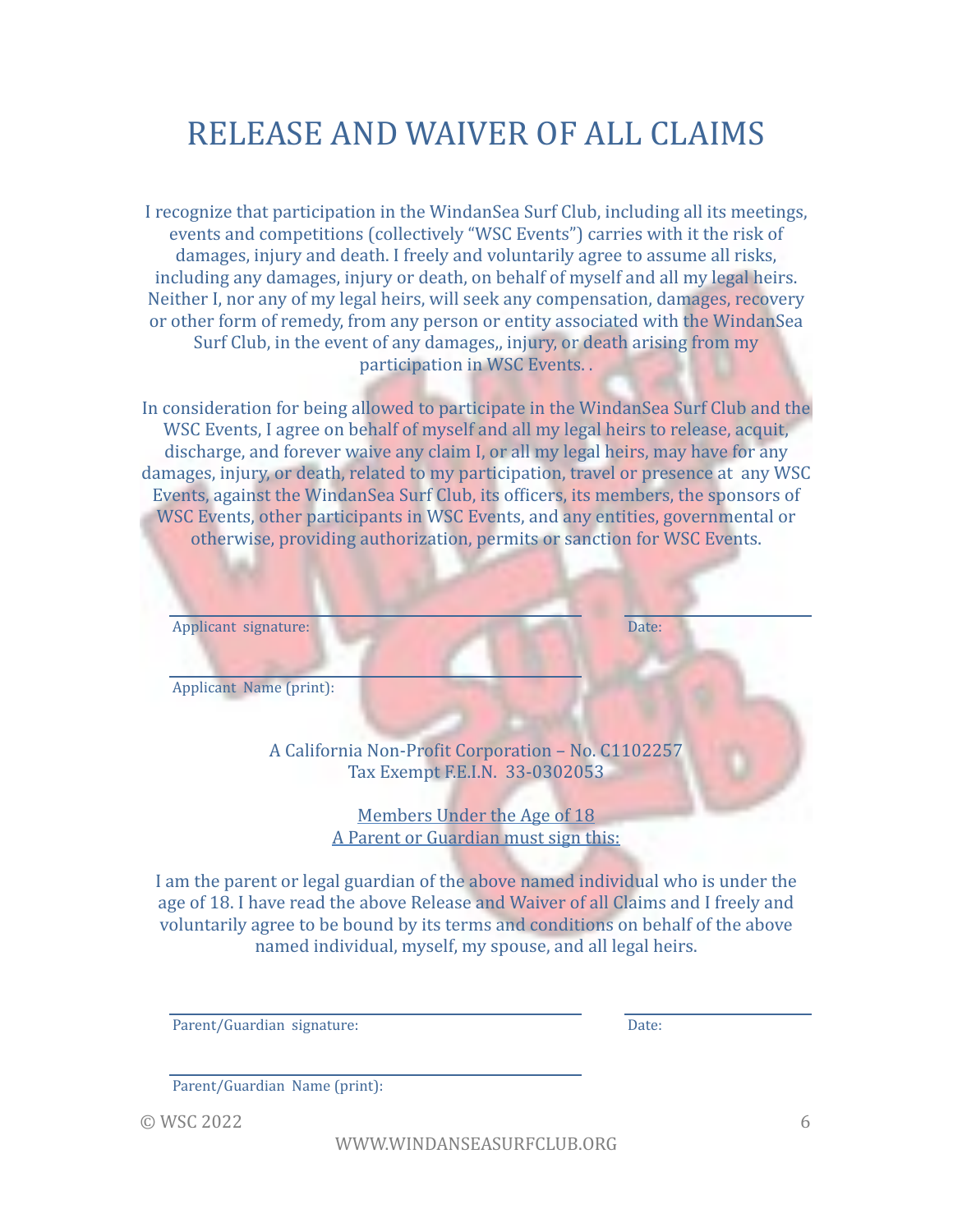# RELEASE AND WAIVER OF ALL CLAIMS

I recognize that participation in the WindanSea Surf Club, including all its meetings, events and competitions (collectively "WSC Events") carries with it the risk of damages, injury and death. I freely and voluntarily agree to assume all risks, including any damages, injury or death, on behalf of myself and all my legal heirs. Neither I, nor any of my legal heirs, will seek any compensation, damages, recovery or other form of remedy, from any person or entity associated with the WindanSea Surf Club, in the event of any damages,, injury, or death arising from my participation in WSC Events. .

In consideration for being allowed to participate in the WindanSea Surf Club and the WSC Events, I agree on behalf of myself and all my legal heirs to release, acquit, discharge, and forever waive any claim I, or all my legal heirs, may have for any damages, injury, or death, related to my participation, travel or presence at any WSC Events, against the WindanSea Surf Club, its officers, its members, the sponsors of WSC Events, other participants in WSC Events, and any entities, governmental or otherwise, providing authorization, permits or sanction for WSC Events.

Applicant signature: ______________________________ Date: ______________

Applicant Name (print): ______________________________

A California Non-Profit Corporation – No. C1102257
Tax Exempt F.E.I.N. 33-0302053

Members Under the Age of 18
A Parent or Guardian must sign this:

I am the parent or legal guardian of the above named individual who is under the age of 18. I have read the above Release and Waiver of all Claims and I freely and voluntarily agree to be bound by its terms and conditions on behalf of the above named individual, myself, my spouse, and all legal heirs.

Parent/Guardian signature: ______________________________ Date: ______________

Parent/Guardian Name (print): ______________________________

© WSC 2022

WWW.WINDANSEASURFCLUB.ORG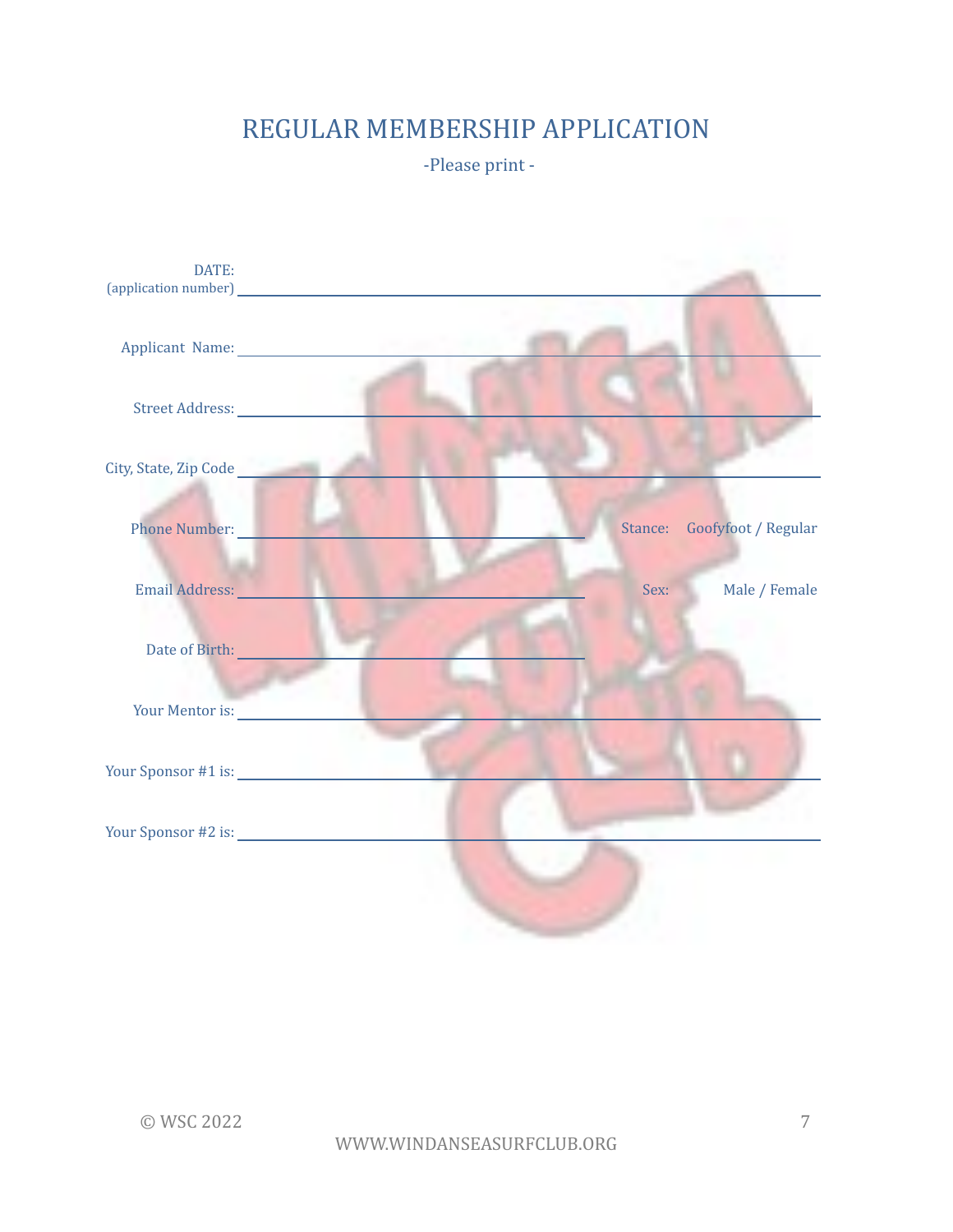# REGULAR MEMBERSHIP APPLICATION

-Please print -

DATE:
(application number) \_\_\_\_\_\_\_\_\_\_\_\_\_\_\_\_\_\_\_\_\_\_\_\_\_\_\_\_\_\_\_\_\_\_\_\_\_\_\_\_

Applicant Name: \_\_\_\_\_\_\_\_\_\_\_\_\_\_\_\_\_\_\_\_\_\_\_\_\_\_\_\_\_\_\_\_\_\_\_\_\_\_\_\_

Street Address: \_\_\_\_\_\_\_\_\_\_\_\_\_\_\_\_\_\_\_\_\_\_\_\_\_\_\_\_\_\_\_\_\_\_\_\_\_\_\_\_

City, State, Zip Code \_\_\_\_\_\_\_\_\_\_\_\_\_\_\_\_\_\_\_\_\_\_\_\_\_\_\_\_\_\_\_\_\_\_\_\_\_\_\_\_

Phone Number: \_\_\_\_\_\_\_\_\_\_\_\_\_\_\_\_\_\_\_\_\_\_\_\_\_\_\_\_ Stance: Goofyfoot / Regular

Email Address: \_\_\_\_\_\_\_\_\_\_\_\_\_\_\_\_\_\_\_\_\_\_\_\_\_\_\_\_ Sex: Male / Female

Date of Birth: \_\_\_\_\_\_\_\_\_\_\_\_\_\_\_\_\_\_\_\_\_\_\_\_\_\_\_\_

Your Mentor is: \_\_\_\_\_\_\_\_\_\_\_\_\_\_\_\_\_\_\_\_\_\_\_\_\_\_\_\_\_\_\_\_\_\_\_\_\_\_\_\_

Your Sponsor #1 is: \_\_\_\_\_\_\_\_\_\_\_\_\_\_\_\_\_\_\_\_\_\_\_\_\_\_\_\_\_\_\_\_\_\_\_\_\_\_\_\_

Your Sponsor #2 is: \_\_\_\_\_\_\_\_\_\_\_\_\_\_\_\_\_\_\_\_\_\_\_\_\_\_\_\_\_\_\_\_\_\_\_\_\_\_\_\_

© WSC 2022

WWW.WINDANSEASURFCLUB.ORG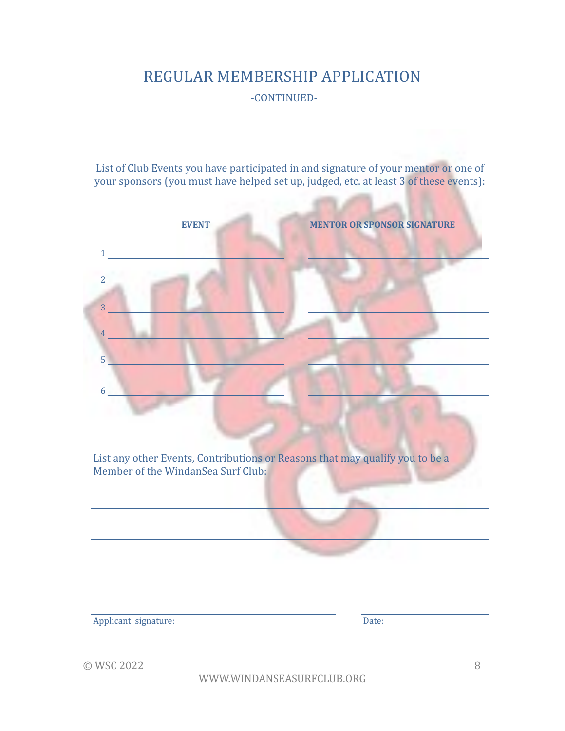# REGULAR MEMBERSHIP APPLICATION

-CONTINUED-

List of Club Events you have participated in and signature of your mentor or one of your sponsors (you must have helped set up, judged, etc. at least 3 of these events):

| | EVENT | MENTOR OR SPONSOR SIGNATURE |
|---|---|---|
| 1 | | |
| 2 | | |
| 3 | | |
| 4 | | |
| 5 | | |
| 6 | | |

List any other Events, Contributions or Reasons that may qualify you to be a Member of the WindanSea Surf Club:

_______________________________________________

_______________________________________________

Applicant signature: ______________________ Date: ______________

© WSC 2022

WWW.WINDANSEASURFCLUB.ORG